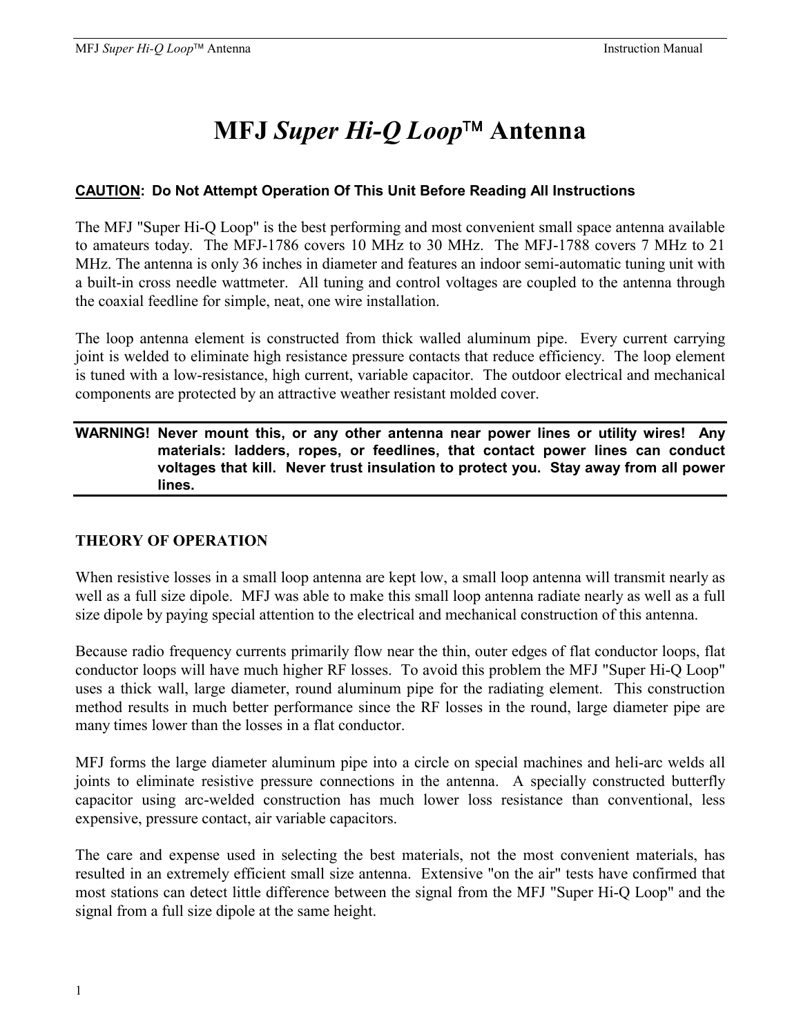# MFJ *Super Hi-Q Loop*™ Antenna

**<u>CAUTION</u>: Do Not Attempt Operation Of This Unit Before Reading All Instructions**

The MFJ "Super Hi-Q Loop" is the best performing and most convenient small space antenna available to amateurs today. The MFJ-1786 covers 10 MHz to 30 MHz. The MFJ-1788 covers 7 MHz to 21 MHz. The antenna is only 36 inches in diameter and features an indoor semi-automatic tuning unit with a built-in cross needle wattmeter. All tuning and control voltages are coupled to the antenna through the coaxial feedline for simple, neat, one wire installation.

The loop antenna element is constructed from thick walled aluminum pipe. Every current carrying joint is welded to eliminate high resistance pressure contacts that reduce efficiency. The loop element is tuned with a low-resistance, high current, variable capacitor. The outdoor electrical and mechanical components are protected by an attractive weather resistant molded cover.

---

**WARNING! Never mount this, or any other antenna near power lines or utility wires! Any materials: ladders, ropes, or feedlines, that contact power lines can conduct voltages that kill. Never trust insulation to protect you. Stay away from all power lines.**

---

## THEORY OF OPERATION

When resistive losses in a small loop antenna are kept low, a small loop antenna will transmit nearly as well as a full size dipole. MFJ was able to make this small loop antenna radiate nearly as well as a full size dipole by paying special attention to the electrical and mechanical construction of this antenna.

Because radio frequency currents primarily flow near the thin, outer edges of flat conductor loops, flat conductor loops will have much higher RF losses. To avoid this problem the MFJ "Super Hi-Q Loop" uses a thick wall, large diameter, round aluminum pipe for the radiating element. This construction method results in much better performance since the RF losses in the round, large diameter pipe are many times lower than the losses in a flat conductor.

MFJ forms the large diameter aluminum pipe into a circle on special machines and heli-arc welds all joints to eliminate resistive pressure connections in the antenna. A specially constructed butterfly capacitor using arc-welded construction has much lower loss resistance than conventional, less expensive, pressure contact, air variable capacitors.

The care and expense used in selecting the best materials, not the most convenient materials, has resulted in an extremely efficient small size antenna. Extensive "on the air" tests have confirmed that most stations can detect little difference between the signal from the MFJ "Super Hi-Q Loop" and the signal from a full size dipole at the same height.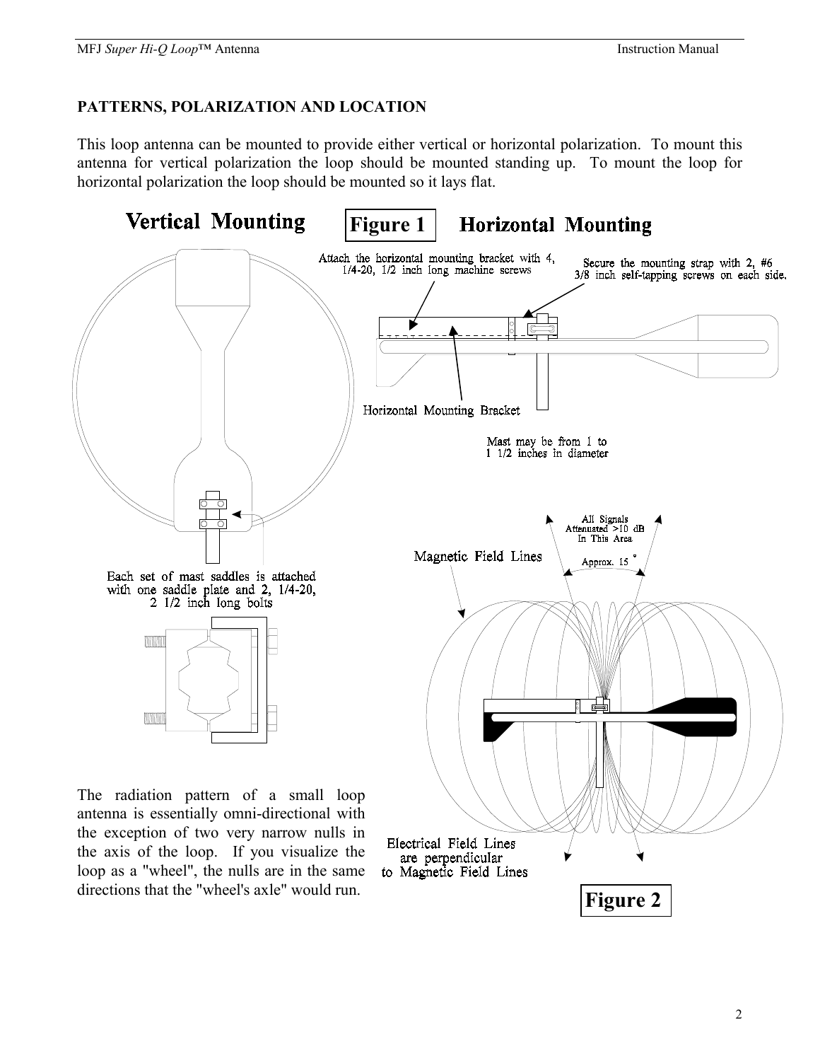## PATTERNS, POLARIZATION AND LOCATION

This loop antenna can be mounted to provide either vertical or horizontal polarization. To mount this antenna for vertical polarization the loop should be mounted standing up. To mount the loop for horizontal polarization the loop should be mounted so it lays flat.

**Figure 1**

Vertical Mounting

Each set of mast saddles is attached with one saddle plate and 2, 1/4-20, 2 1/2 inch long bolts

Horizontal Mounting

Attach the horizontal mounting bracket with 4, 1/4-20, 1/2 inch long machine screws

Secure the mounting strap with 2, #6 3/8 inch self-tapping screws on each side.

Horizontal Mounting Bracket

Mast may be from 1 to 1 1/2 inches in diameter

**Figure 2**

All Signals Attenuated >10 dB In This Area

Approx. 15 °

Magnetic Field Lines

Electrical Field Lines are perpendicular to Magnetic Field Lines

The radiation pattern of a small loop antenna is essentially omni-directional with the exception of two very narrow nulls in the axis of the loop. If you visualize the loop as a "wheel", the nulls are in the same directions that the "wheel's axle" would run.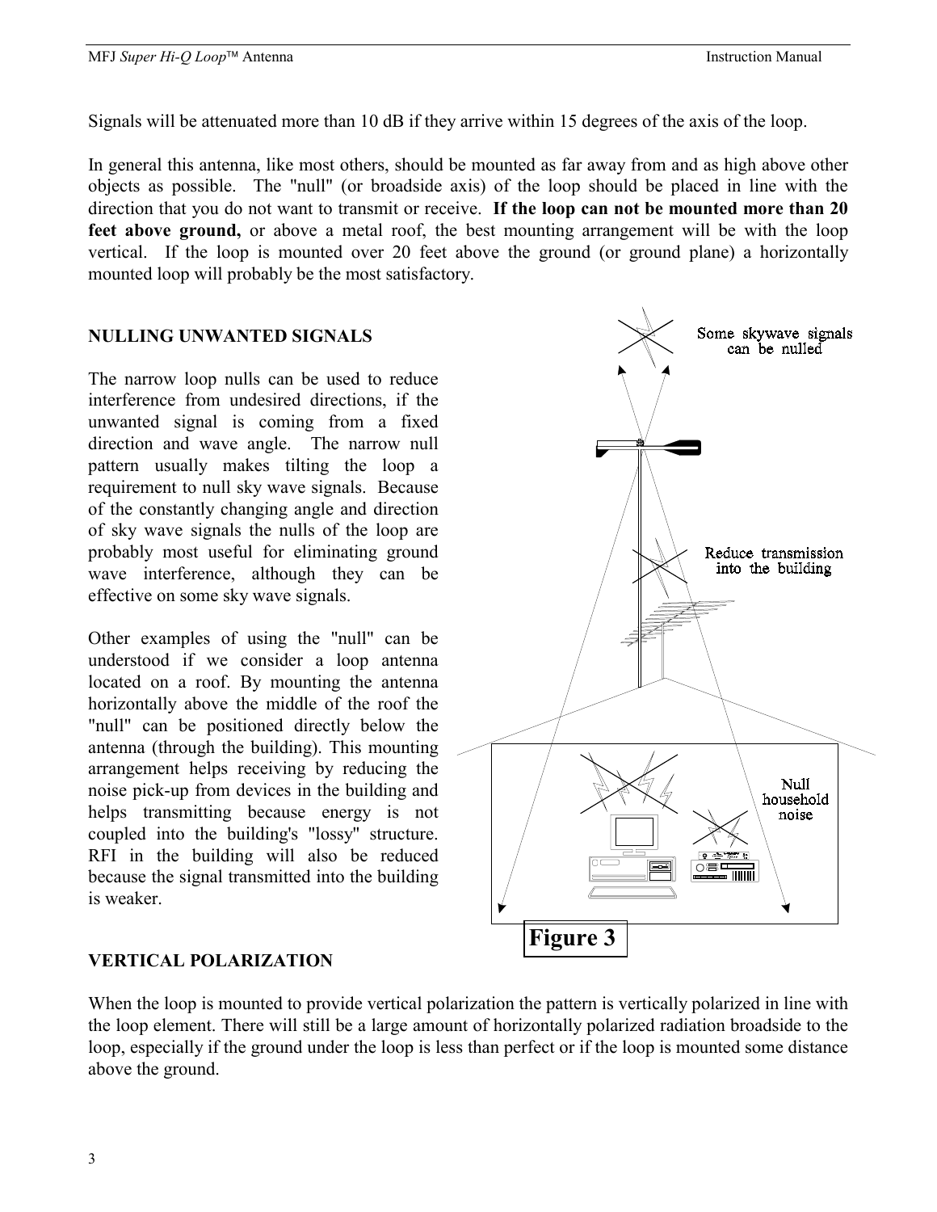Signals will be attenuated more than 10 dB if they arrive within 15 degrees of the axis of the loop.

In general this antenna, like most others, should be mounted as far away from and as high above other objects as possible. The "null" (or broadside axis) of the loop should be placed in line with the direction that you do not want to transmit or receive. **If the loop can not be mounted more than 20 feet above ground,** or above a metal roof, the best mounting arrangement will be with the loop vertical. If the loop is mounted over 20 feet above the ground (or ground plane) a horizontally mounted loop will probably be the most satisfactory.

## NULLING UNWANTED SIGNALS

The narrow loop nulls can be used to reduce interference from undesired directions, if the unwanted signal is coming from a fixed direction and wave angle. The narrow null pattern usually makes tilting the loop a requirement to null sky wave signals. Because of the constantly changing angle and direction of sky wave signals the nulls of the loop are probably most useful for eliminating ground wave interference, although they can be effective on some sky wave signals.

Other examples of using the "null" can be understood if we consider a loop antenna located on a roof. By mounting the antenna horizontally above the middle of the roof the "null" can be positioned directly below the antenna (through the building). This mounting arrangement helps receiving by reducing the noise pick-up from devices in the building and helps transmitting because energy is not coupled into the building's "lossy" structure. RFI in the building will also be reduced because the signal transmitted into the building is weaker.

Some skywave signals can be nulled

Reduce transmission into the building

Null household noise

**Figure 3**

## VERTICAL POLARIZATION

When the loop is mounted to provide vertical polarization the pattern is vertically polarized in line with the loop element. There will still be a large amount of horizontally polarized radiation broadside to the loop, especially if the ground under the loop is less than perfect or if the loop is mounted some distance above the ground.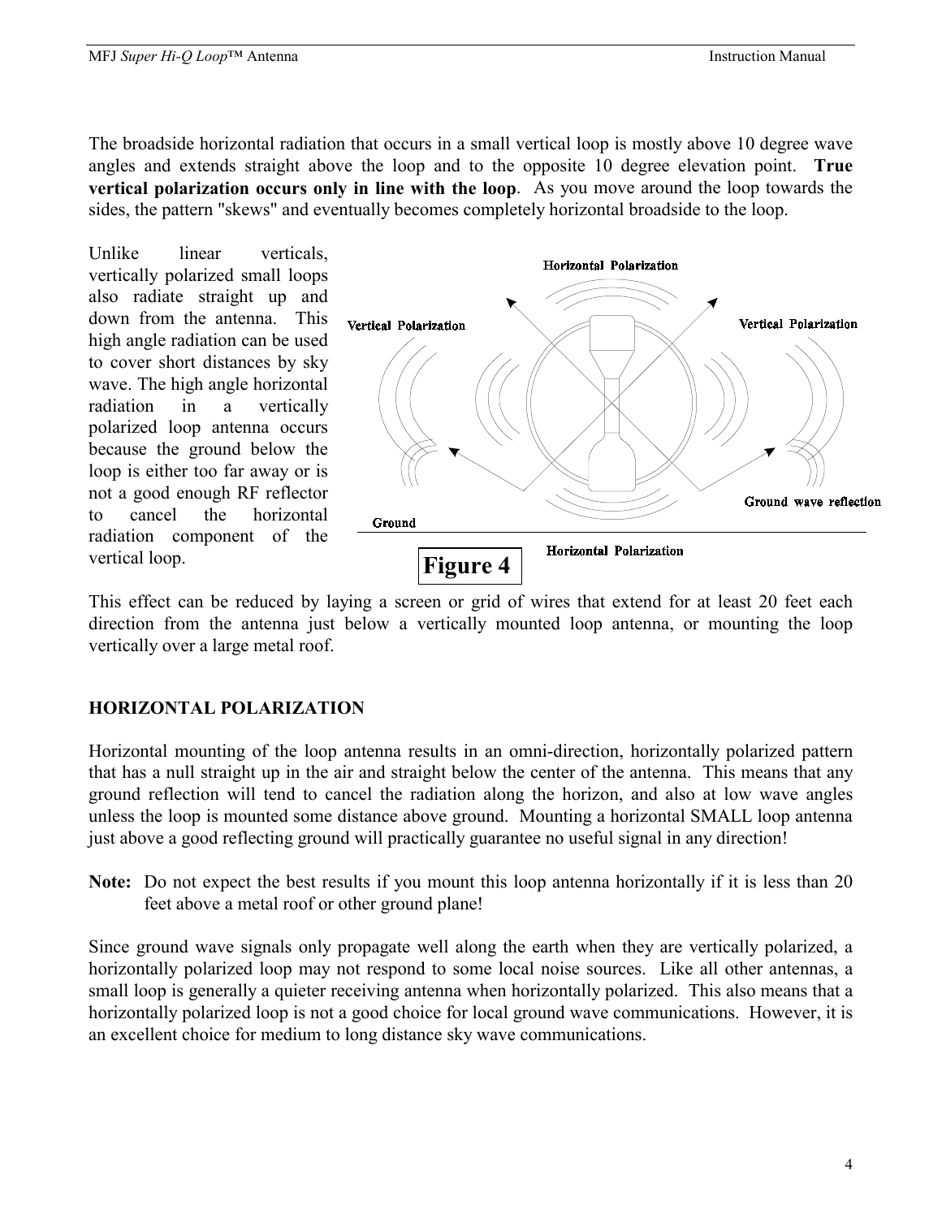The broadside horizontal radiation that occurs in a small vertical loop is mostly above 10 degree wave angles and extends straight above the loop and to the opposite 10 degree elevation point. **True vertical polarization occurs only in line with the loop**. As you move around the loop towards the sides, the pattern "skews" and eventually becomes completely horizontal broadside to the loop.

Unlike linear verticals, vertically polarized small loops also radiate straight up and down from the antenna. This high angle radiation can be used to cover short distances by sky wave. The high angle horizontal radiation in a vertically polarized loop antenna occurs because the ground below the loop is either too far away or is not a good enough RF reflector to cancel the horizontal radiation component of the vertical loop.

**Figure 4**

This effect can be reduced by laying a screen or grid of wires that extend for at least 20 feet each direction from the antenna just below a vertically mounted loop antenna, or mounting the loop vertically over a large metal roof.

## HORIZONTAL POLARIZATION

Horizontal mounting of the loop antenna results in an omni-direction, horizontally polarized pattern that has a null straight up in the air and straight below the center of the antenna. This means that any ground reflection will tend to cancel the radiation along the horizon, and also at low wave angles unless the loop is mounted some distance above ground. Mounting a horizontal SMALL loop antenna just above a good reflecting ground will practically guarantee no useful signal in any direction!

**Note:** Do not expect the best results if you mount this loop antenna horizontally if it is less than 20 feet above a metal roof or other ground plane!

Since ground wave signals only propagate well along the earth when they are vertically polarized, a horizontally polarized loop may not respond to some local noise sources. Like all other antennas, a small loop is generally a quieter receiving antenna when horizontally polarized. This also means that a horizontally polarized loop is not a good choice for local ground wave communications. However, it is an excellent choice for medium to long distance sky wave communications.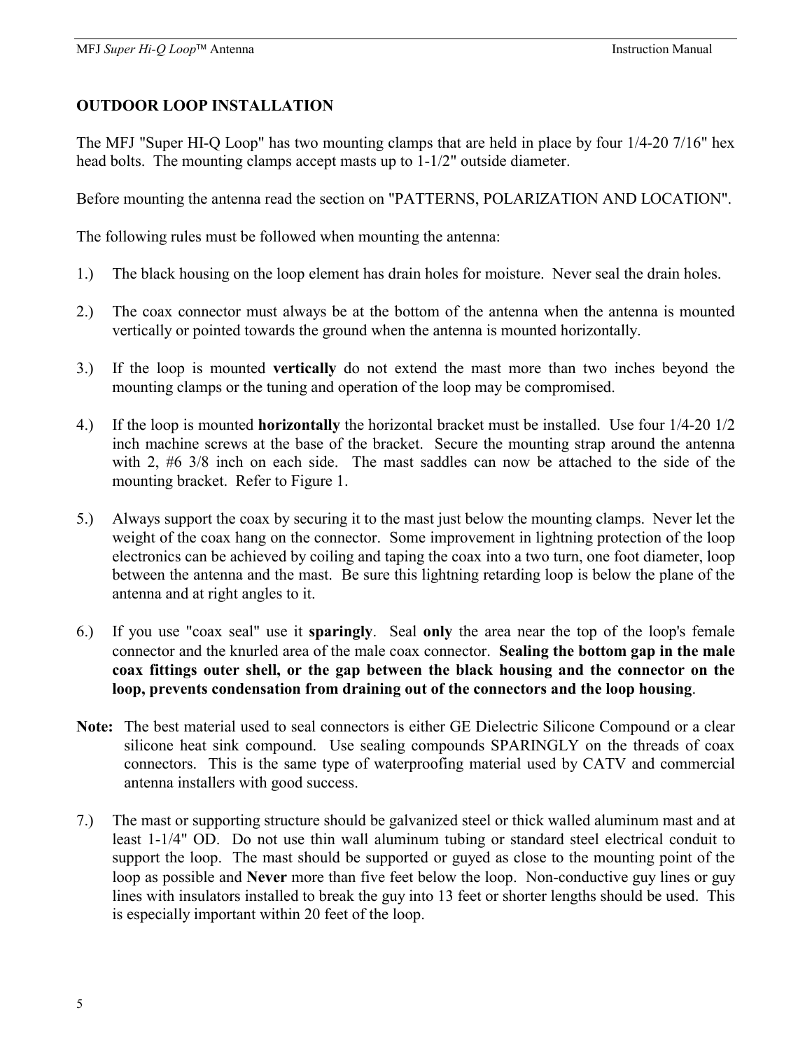## OUTDOOR LOOP INSTALLATION

The MFJ "Super HI-Q Loop" has two mounting clamps that are held in place by four 1/4-20 7/16" hex head bolts. The mounting clamps accept masts up to 1-1/2" outside diameter.

Before mounting the antenna read the section on "PATTERNS, POLARIZATION AND LOCATION".

The following rules must be followed when mounting the antenna:

1.) The black housing on the loop element has drain holes for moisture. Never seal the drain holes.

2.) The coax connector must always be at the bottom of the antenna when the antenna is mounted vertically or pointed towards the ground when the antenna is mounted horizontally.

3.) If the loop is mounted **vertically** do not extend the mast more than two inches beyond the mounting clamps or the tuning and operation of the loop may be compromised.

4.) If the loop is mounted **horizontally** the horizontal bracket must be installed. Use four 1/4-20 1/2 inch machine screws at the base of the bracket. Secure the mounting strap around the antenna with 2, #6 3/8 inch on each side. The mast saddles can now be attached to the side of the mounting bracket. Refer to Figure 1.

5.) Always support the coax by securing it to the mast just below the mounting clamps. Never let the weight of the coax hang on the connector. Some improvement in lightning protection of the loop electronics can be achieved by coiling and taping the coax into a two turn, one foot diameter, loop between the antenna and the mast. Be sure this lightning retarding loop is below the plane of the antenna and at right angles to it.

6.) If you use "coax seal" use it **sparingly**. Seal **only** the area near the top of the loop's female connector and the knurled area of the male coax connector. **Sealing the bottom gap in the male coax fittings outer shell, or the gap between the black housing and the connector on the loop, prevents condensation from draining out of the connectors and the loop housing**.

**Note:** The best material used to seal connectors is either GE Dielectric Silicone Compound or a clear silicone heat sink compound. Use sealing compounds SPARINGLY on the threads of coax connectors. This is the same type of waterproofing material used by CATV and commercial antenna installers with good success.

7.) The mast or supporting structure should be galvanized steel or thick walled aluminum mast and at least 1-1/4" OD. Do not use thin wall aluminum tubing or standard steel electrical conduit to support the loop. The mast should be supported or guyed as close to the mounting point of the loop as possible and **Never** more than five feet below the loop. Non-conductive guy lines or guy lines with insulators installed to break the guy into 13 feet or shorter lengths should be used. This is especially important within 20 feet of the loop.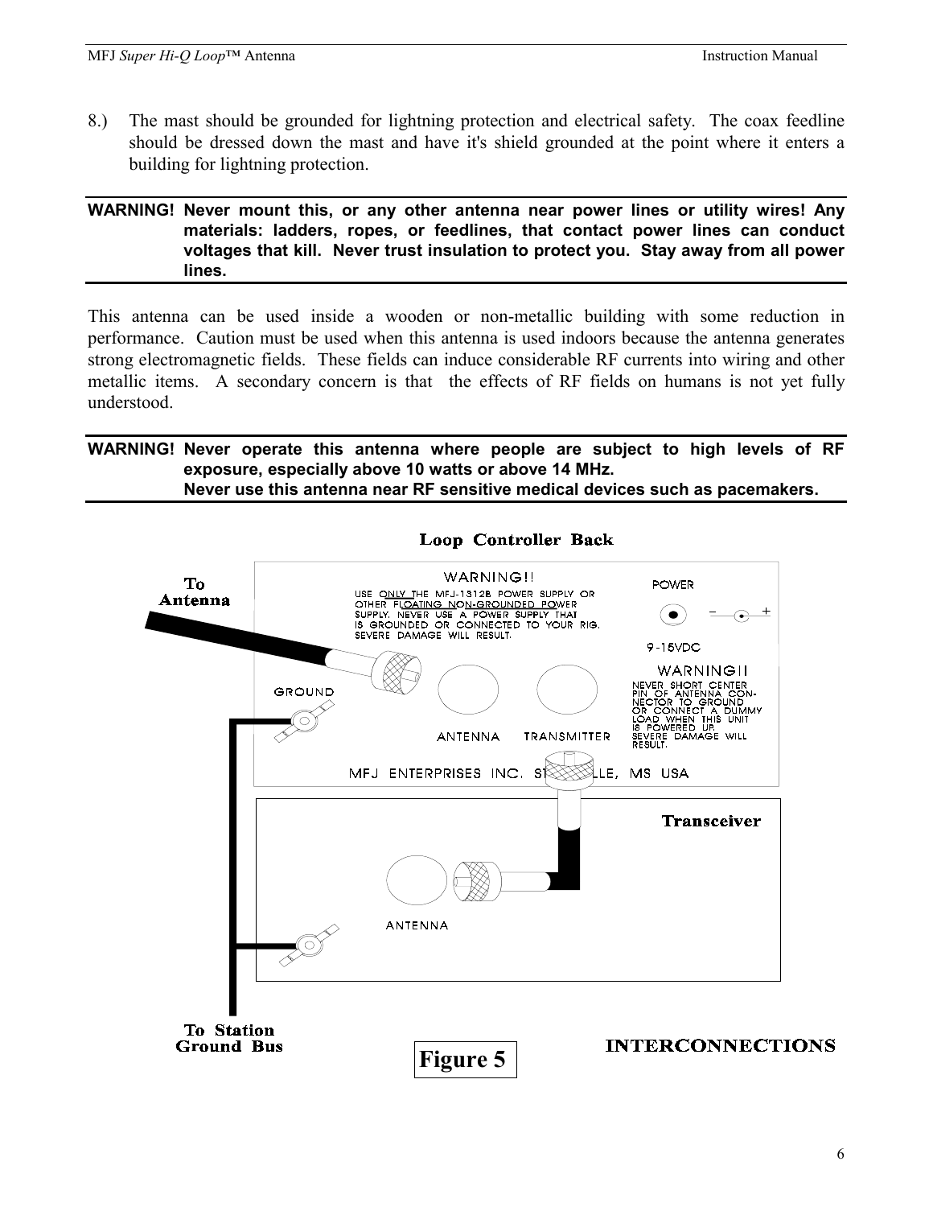8.) The mast should be grounded for lightning protection and electrical safety. The coax feedline should be dressed down the mast and have it's shield grounded at the point where it enters a building for lightning protection.

---

**WARNING! Never mount this, or any other antenna near power lines or utility wires! Any materials: ladders, ropes, or feedlines, that contact power lines can conduct voltages that kill. Never trust insulation to protect you. Stay away from all power lines.**

---

This antenna can be used inside a wooden or non-metallic building with some reduction in performance. Caution must be used when this antenna is used indoors because the antenna generates strong electromagnetic fields. These fields can induce considerable RF currents into wiring and other metallic items. A secondary concern is that the effects of RF fields on humans is not yet fully understood.

---

**WARNING! Never operate this antenna where people are subject to high levels of RF exposure, especially above 10 watts or above 14 MHz.**
**Never use this antenna near RF sensitive medical devices such as pacemakers.**

---

**Loop Controller Back**

To Antenna

WARNING!! USE ONLY THE MFJ-1312B POWER SUPPLY OR OTHER FLOATING NON-GROUNDED POWER SUPPLY. NEVER USE A POWER SUPPLY THAT IS GROUNDED OR CONNECTED TO YOUR RIG. SEVERE DAMAGE WILL RESULT.

POWER

9-15VDC

WARNING!! NEVER SHORT CENTER PIN OF ANTENNA CONNECTOR TO GROUND OR CONNECT A DUMMY LOAD WHEN THIS UNIT IS POWERED UP. SEVERE DAMAGE WILL RESULT.

GROUND

ANTENNA TRANSMITTER

MFJ ENTERPRISES INC. ST...LLE, MS USA

Transceiver

ANTENNA

To Station Ground Bus

**Figure 5**

**INTERCONNECTIONS**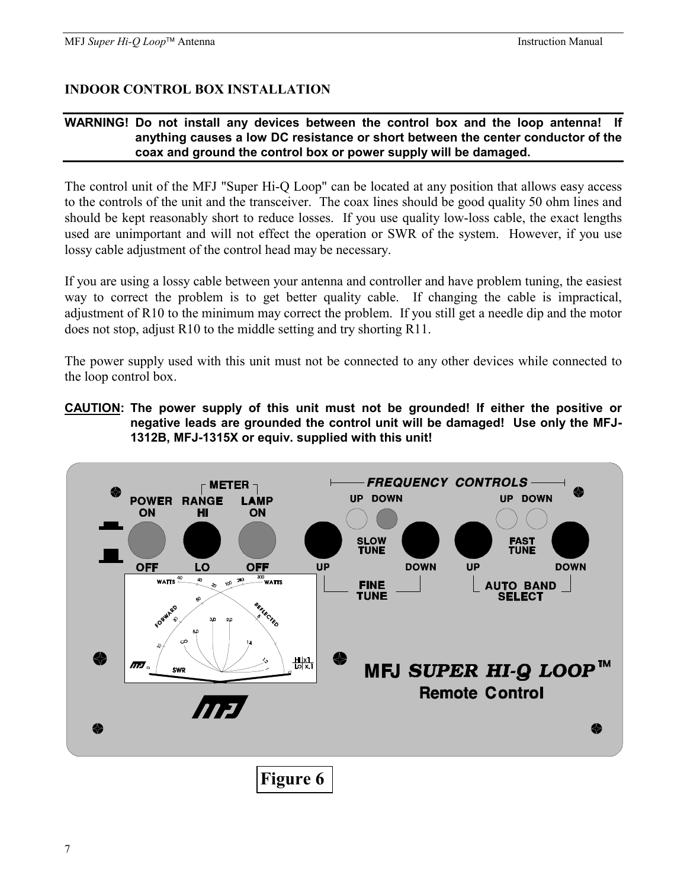## INDOOR CONTROL BOX INSTALLATION

**WARNING! Do not install any devices between the control box and the loop antenna! If anything causes a low DC resistance or short between the center conductor of the coax and ground the control box or power supply will be damaged.**

The control unit of the MFJ "Super Hi-Q Loop" can be located at any position that allows easy access to the controls of the unit and the transceiver. The coax lines should be good quality 50 ohm lines and should be kept reasonably short to reduce losses. If you use quality low-loss cable, the exact lengths used are unimportant and will not effect the operation or SWR of the system. However, if you use lossy cable adjustment of the control head may be necessary.

If you are using a lossy cable between your antenna and controller and have problem tuning, the easiest way to correct the problem is to get better quality cable. If changing the cable is impractical, adjustment of R10 to the minimum may correct the problem. If you still get a needle dip and the motor does not stop, adjust R10 to the middle setting and try shorting R11.

The power supply used with this unit must not be connected to any other devices while connected to the loop control box.

**CAUTION: The power supply of this unit must not be grounded! If either the positive or negative leads are grounded the control unit will be damaged! Use only the MFJ-1312B, MFJ-1315X or equiv. supplied with this unit!**

Figure 6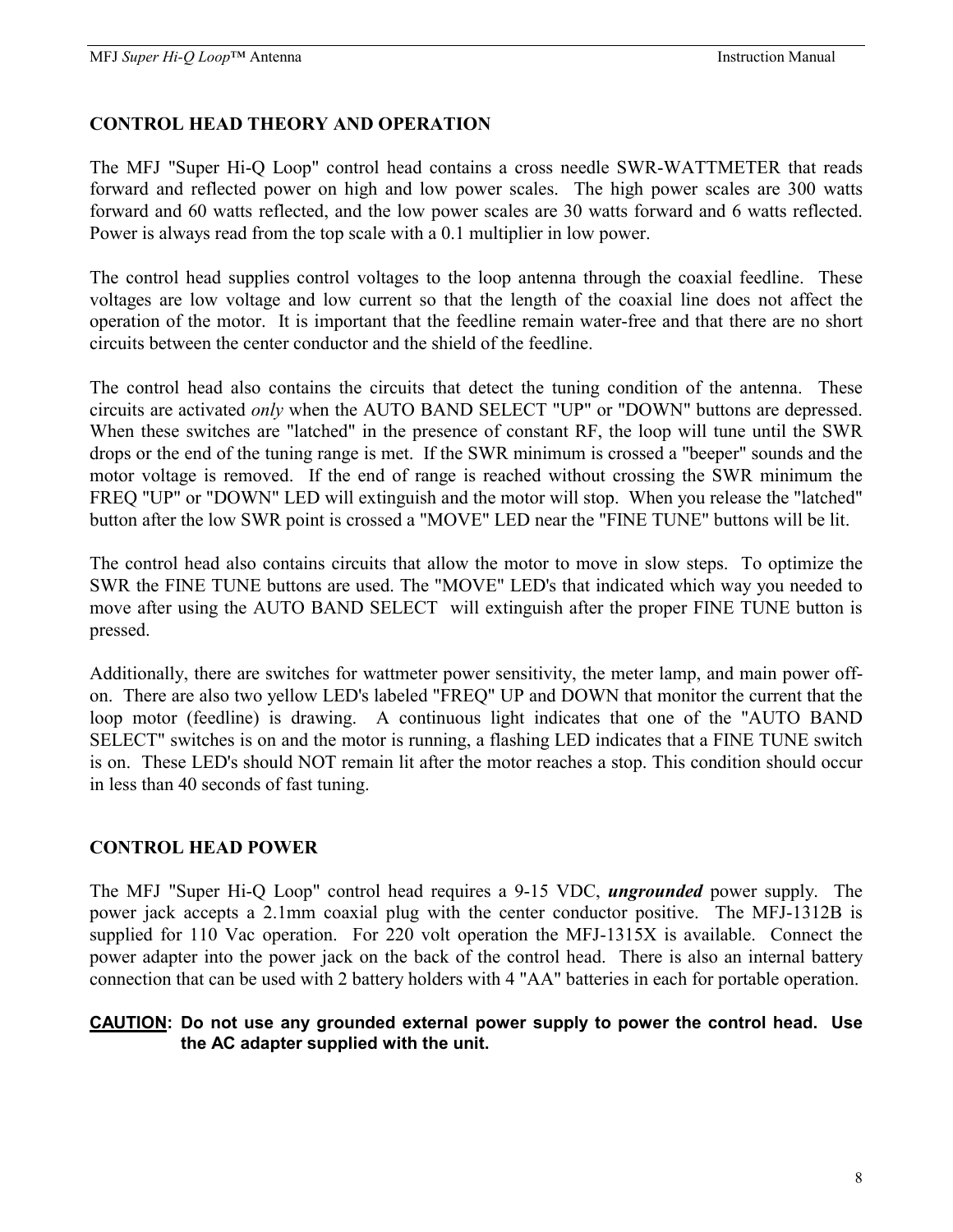## CONTROL HEAD THEORY AND OPERATION

The MFJ "Super Hi-Q Loop" control head contains a cross needle SWR-WATTMETER that reads forward and reflected power on high and low power scales. The high power scales are 300 watts forward and 60 watts reflected, and the low power scales are 30 watts forward and 6 watts reflected. Power is always read from the top scale with a 0.1 multiplier in low power.

The control head supplies control voltages to the loop antenna through the coaxial feedline. These voltages are low voltage and low current so that the length of the coaxial line does not affect the operation of the motor. It is important that the feedline remain water-free and that there are no short circuits between the center conductor and the shield of the feedline.

The control head also contains the circuits that detect the tuning condition of the antenna. These circuits are activated *only* when the AUTO BAND SELECT "UP" or "DOWN" buttons are depressed. When these switches are "latched" in the presence of constant RF, the loop will tune until the SWR drops or the end of the tuning range is met. If the SWR minimum is crossed a "beeper" sounds and the motor voltage is removed. If the end of range is reached without crossing the SWR minimum the FREQ "UP" or "DOWN" LED will extinguish and the motor will stop. When you release the "latched" button after the low SWR point is crossed a "MOVE" LED near the "FINE TUNE" buttons will be lit.

The control head also contains circuits that allow the motor to move in slow steps. To optimize the SWR the FINE TUNE buttons are used. The "MOVE" LED's that indicated which way you needed to move after using the AUTO BAND SELECT will extinguish after the proper FINE TUNE button is pressed.

Additionally, there are switches for wattmeter power sensitivity, the meter lamp, and main power off-on. There are also two yellow LED's labeled "FREQ" UP and DOWN that monitor the current that the loop motor (feedline) is drawing. A continuous light indicates that one of the "AUTO BAND SELECT" switches is on and the motor is running, a flashing LED indicates that a FINE TUNE switch is on. These LED's should NOT remain lit after the motor reaches a stop. This condition should occur in less than 40 seconds of fast tuning.

## CONTROL HEAD POWER

The MFJ "Super Hi-Q Loop" control head requires a 9-15 VDC, ***ungrounded*** power supply. The power jack accepts a 2.1mm coaxial plug with the center conductor positive. The MFJ-1312B is supplied for 110 Vac operation. For 220 volt operation the MFJ-1315X is available. Connect the power adapter into the power jack on the back of the control head. There is also an internal battery connection that can be used with 2 battery holders with 4 "AA" batteries in each for portable operation.

**CAUTION: Do not use any grounded external power supply to power the control head. Use the AC adapter supplied with the unit.**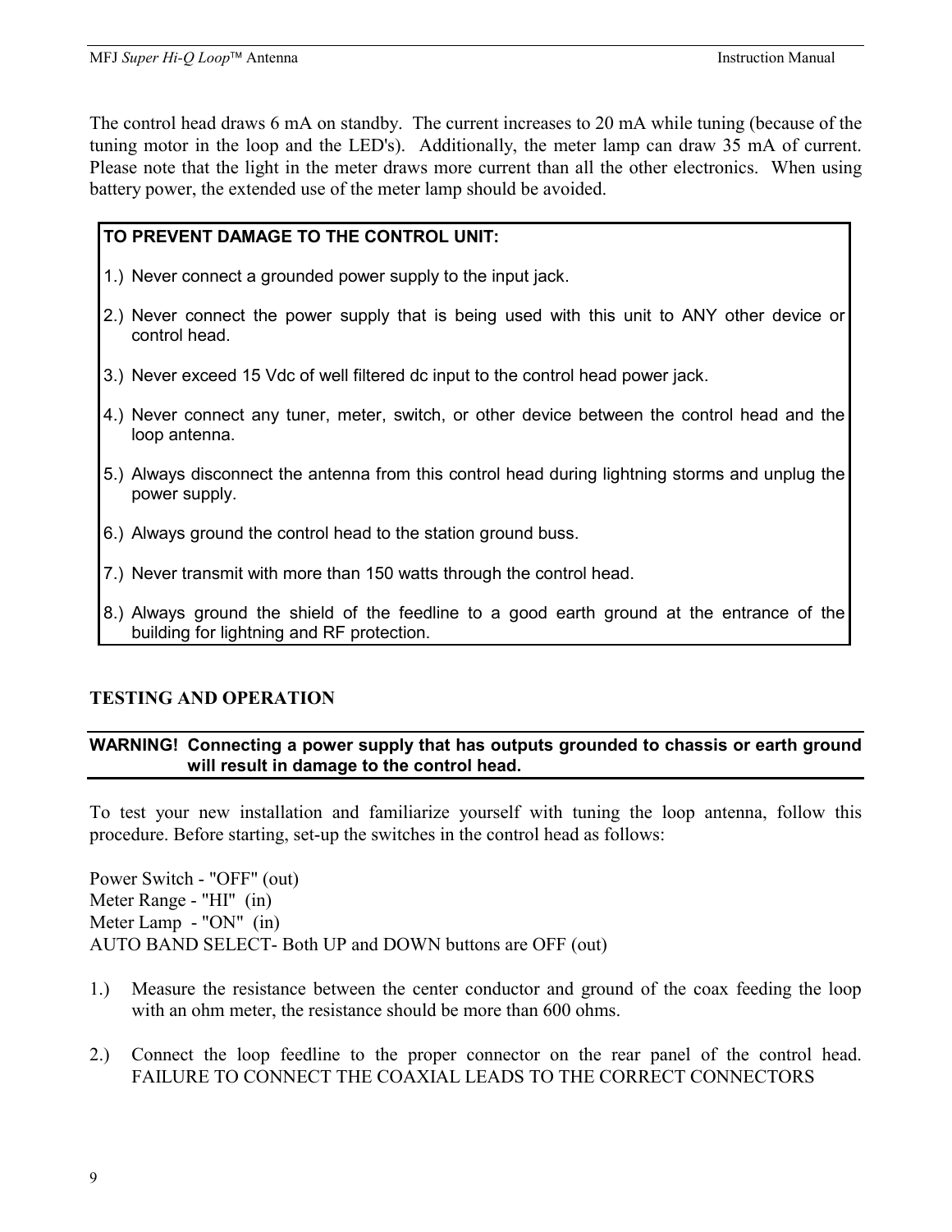The control head draws 6 mA on standby. The current increases to 20 mA while tuning (because of the tuning motor in the loop and the LED's). Additionally, the meter lamp can draw 35 mA of current. Please note that the light in the meter draws more current than all the other electronics. When using battery power, the extended use of the meter lamp should be avoided.

**TO PREVENT DAMAGE TO THE CONTROL UNIT:**

1.) Never connect a grounded power supply to the input jack.

2.) Never connect the power supply that is being used with this unit to ANY other device or control head.

3.) Never exceed 15 Vdc of well filtered dc input to the control head power jack.

4.) Never connect any tuner, meter, switch, or other device between the control head and the loop antenna.

5.) Always disconnect the antenna from this control head during lightning storms and unplug the power supply.

6.) Always ground the control head to the station ground buss.

7.) Never transmit with more than 150 watts through the control head.

8.) Always ground the shield of the feedline to a good earth ground at the entrance of the building for lightning and RF protection.

## TESTING AND OPERATION

**WARNING! Connecting a power supply that has outputs grounded to chassis or earth ground will result in damage to the control head.**

To test your new installation and familiarize yourself with tuning the loop antenna, follow this procedure. Before starting, set-up the switches in the control head as follows:

Power Switch - "OFF" (out)
Meter Range - "HI" (in)
Meter Lamp - "ON" (in)
AUTO BAND SELECT- Both UP and DOWN buttons are OFF (out)

1.) Measure the resistance between the center conductor and ground of the coax feeding the loop with an ohm meter, the resistance should be more than 600 ohms.

2.) Connect the loop feedline to the proper connector on the rear panel of the control head. FAILURE TO CONNECT THE COAXIAL LEADS TO THE CORRECT CONNECTORS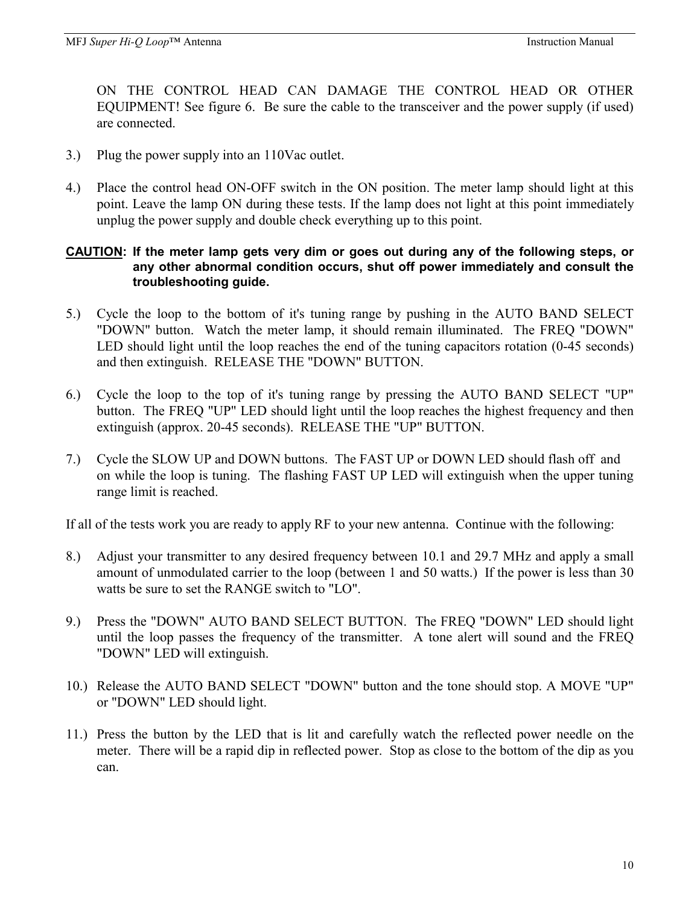ON THE CONTROL HEAD CAN DAMAGE THE CONTROL HEAD OR OTHER EQUIPMENT! See figure 6. Be sure the cable to the transceiver and the power supply (if used) are connected.

3.) Plug the power supply into an 110Vac outlet.

4.) Place the control head ON-OFF switch in the ON position. The meter lamp should light at this point. Leave the lamp ON during these tests. If the lamp does not light at this point immediately unplug the power supply and double check everything up to this point.

**CAUTION: If the meter lamp gets very dim or goes out during any of the following steps, or any other abnormal condition occurs, shut off power immediately and consult the troubleshooting guide.**

5.) Cycle the loop to the bottom of it's tuning range by pushing in the AUTO BAND SELECT "DOWN" button. Watch the meter lamp, it should remain illuminated. The FREQ "DOWN" LED should light until the loop reaches the end of the tuning capacitors rotation (0-45 seconds) and then extinguish. RELEASE THE "DOWN" BUTTON.

6.) Cycle the loop to the top of it's tuning range by pressing the AUTO BAND SELECT "UP" button. The FREQ "UP" LED should light until the loop reaches the highest frequency and then extinguish (approx. 20-45 seconds). RELEASE THE "UP" BUTTON.

7.) Cycle the SLOW UP and DOWN buttons. The FAST UP or DOWN LED should flash off and on while the loop is tuning. The flashing FAST UP LED will extinguish when the upper tuning range limit is reached.

If all of the tests work you are ready to apply RF to your new antenna. Continue with the following:

8.) Adjust your transmitter to any desired frequency between 10.1 and 29.7 MHz and apply a small amount of unmodulated carrier to the loop (between 1 and 50 watts.) If the power is less than 30 watts be sure to set the RANGE switch to "LO".

9.) Press the "DOWN" AUTO BAND SELECT BUTTON. The FREQ "DOWN" LED should light until the loop passes the frequency of the transmitter. A tone alert will sound and the FREQ "DOWN" LED will extinguish.

10.) Release the AUTO BAND SELECT "DOWN" button and the tone should stop. A MOVE "UP" or "DOWN" LED should light.

11.) Press the button by the LED that is lit and carefully watch the reflected power needle on the meter. There will be a rapid dip in reflected power. Stop as close to the bottom of the dip as you can.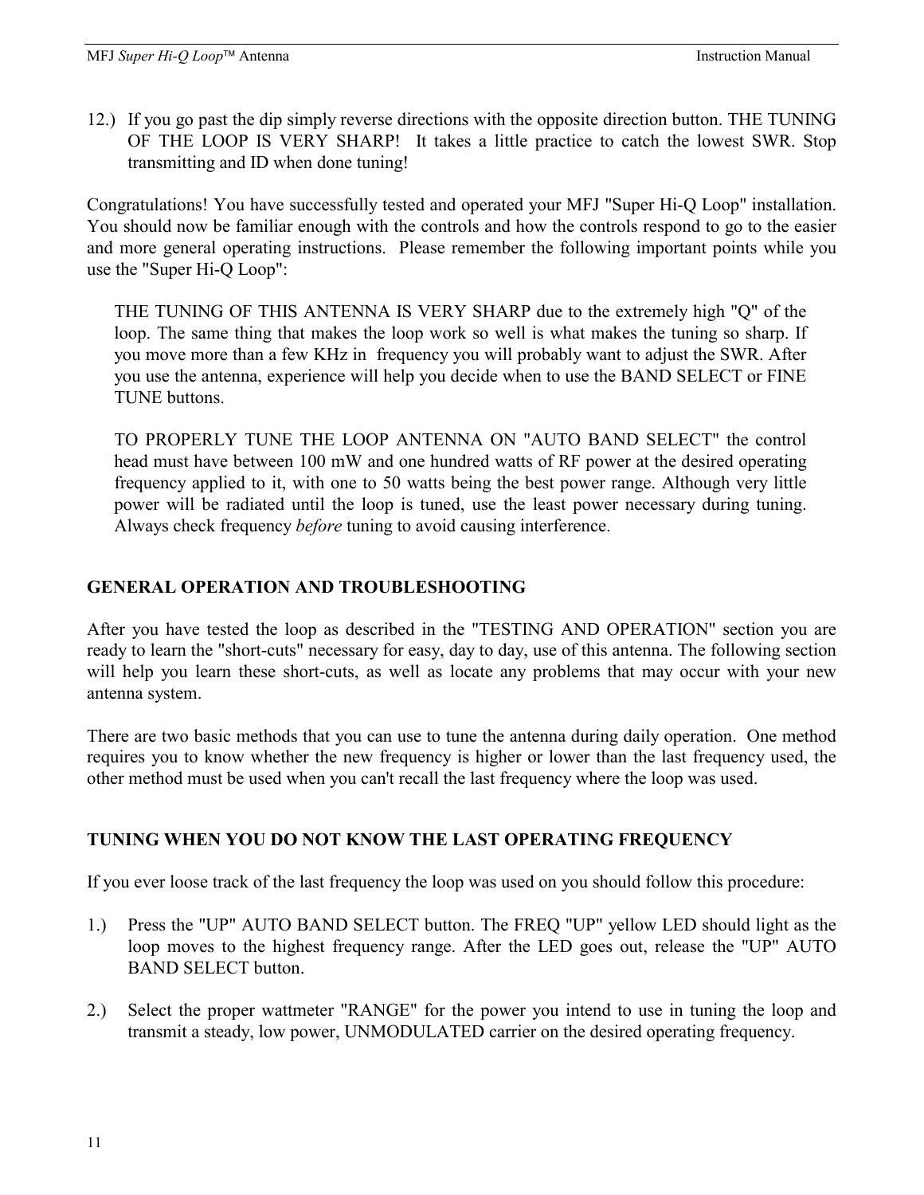12.) If you go past the dip simply reverse directions with the opposite direction button. THE TUNING OF THE LOOP IS VERY SHARP! It takes a little practice to catch the lowest SWR. Stop transmitting and ID when done tuning!

Congratulations! You have successfully tested and operated your MFJ "Super Hi-Q Loop" installation. You should now be familiar enough with the controls and how the controls respond to go to the easier and more general operating instructions. Please remember the following important points while you use the "Super Hi-Q Loop":

> THE TUNING OF THIS ANTENNA IS VERY SHARP due to the extremely high "Q" of the loop. The same thing that makes the loop work so well is what makes the tuning so sharp. If you move more than a few KHz in frequency you will probably want to adjust the SWR. After you use the antenna, experience will help you decide when to use the BAND SELECT or FINE TUNE buttons.
>
> TO PROPERLY TUNE THE LOOP ANTENNA ON "AUTO BAND SELECT" the control head must have between 100 mW and one hundred watts of RF power at the desired operating frequency applied to it, with one to 50 watts being the best power range. Although very little power will be radiated until the loop is tuned, use the least power necessary during tuning. Always check frequency *before* tuning to avoid causing interference.

## GENERAL OPERATION AND TROUBLESHOOTING

After you have tested the loop as described in the "TESTING AND OPERATION" section you are ready to learn the "short-cuts" necessary for easy, day to day, use of this antenna. The following section will help you learn these short-cuts, as well as locate any problems that may occur with your new antenna system.

There are two basic methods that you can use to tune the antenna during daily operation. One method requires you to know whether the new frequency is higher or lower than the last frequency used, the other method must be used when you can't recall the last frequency where the loop was used.

## TUNING WHEN YOU DO NOT KNOW THE LAST OPERATING FREQUENCY

If you ever loose track of the last frequency the loop was used on you should follow this procedure:

1.) Press the "UP" AUTO BAND SELECT button. The FREQ "UP" yellow LED should light as the loop moves to the highest frequency range. After the LED goes out, release the "UP" AUTO BAND SELECT button.

2.) Select the proper wattmeter "RANGE" for the power you intend to use in tuning the loop and transmit a steady, low power, UNMODULATED carrier on the desired operating frequency.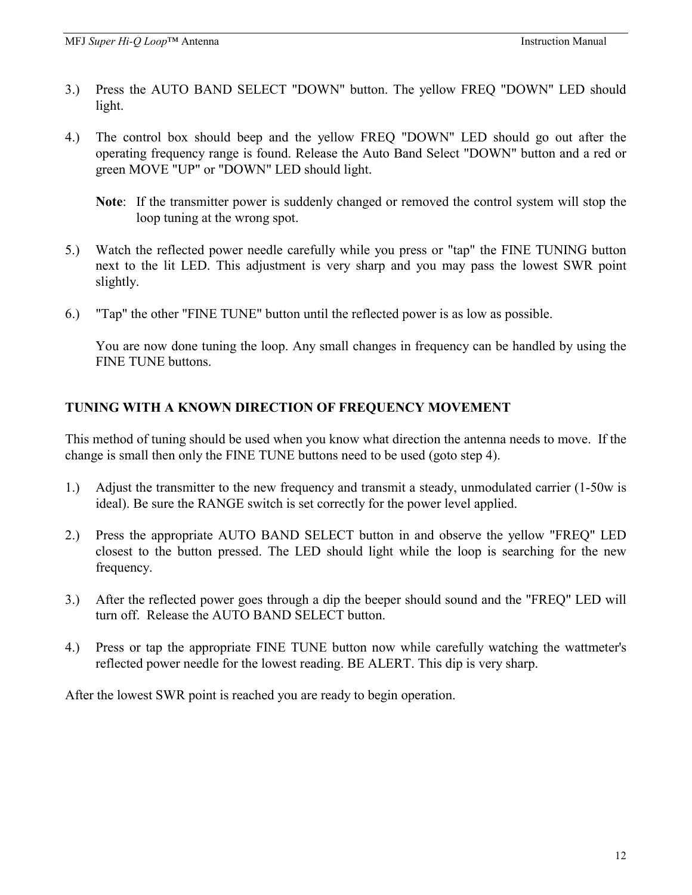3.) Press the AUTO BAND SELECT "DOWN" button. The yellow FREQ "DOWN" LED should light.

4.) The control box should beep and the yellow FREQ "DOWN" LED should go out after the operating frequency range is found. Release the Auto Band Select "DOWN" button and a red or green MOVE "UP" or "DOWN" LED should light.

   **Note**: If the transmitter power is suddenly changed or removed the control system will stop the loop tuning at the wrong spot.

5.) Watch the reflected power needle carefully while you press or "tap" the FINE TUNING button next to the lit LED. This adjustment is very sharp and you may pass the lowest SWR point slightly.

6.) "Tap" the other "FINE TUNE" button until the reflected power is as low as possible.

   You are now done tuning the loop. Any small changes in frequency can be handled by using the FINE TUNE buttons.

## TUNING WITH A KNOWN DIRECTION OF FREQUENCY MOVEMENT

This method of tuning should be used when you know what direction the antenna needs to move. If the change is small then only the FINE TUNE buttons need to be used (goto step 4).

1.) Adjust the transmitter to the new frequency and transmit a steady, unmodulated carrier (1-50w is ideal). Be sure the RANGE switch is set correctly for the power level applied.

2.) Press the appropriate AUTO BAND SELECT button in and observe the yellow "FREQ" LED closest to the button pressed. The LED should light while the loop is searching for the new frequency.

3.) After the reflected power goes through a dip the beeper should sound and the "FREQ" LED will turn off. Release the AUTO BAND SELECT button.

4.) Press or tap the appropriate FINE TUNE button now while carefully watching the wattmeter's reflected power needle for the lowest reading. BE ALERT. This dip is very sharp.

After the lowest SWR point is reached you are ready to begin operation.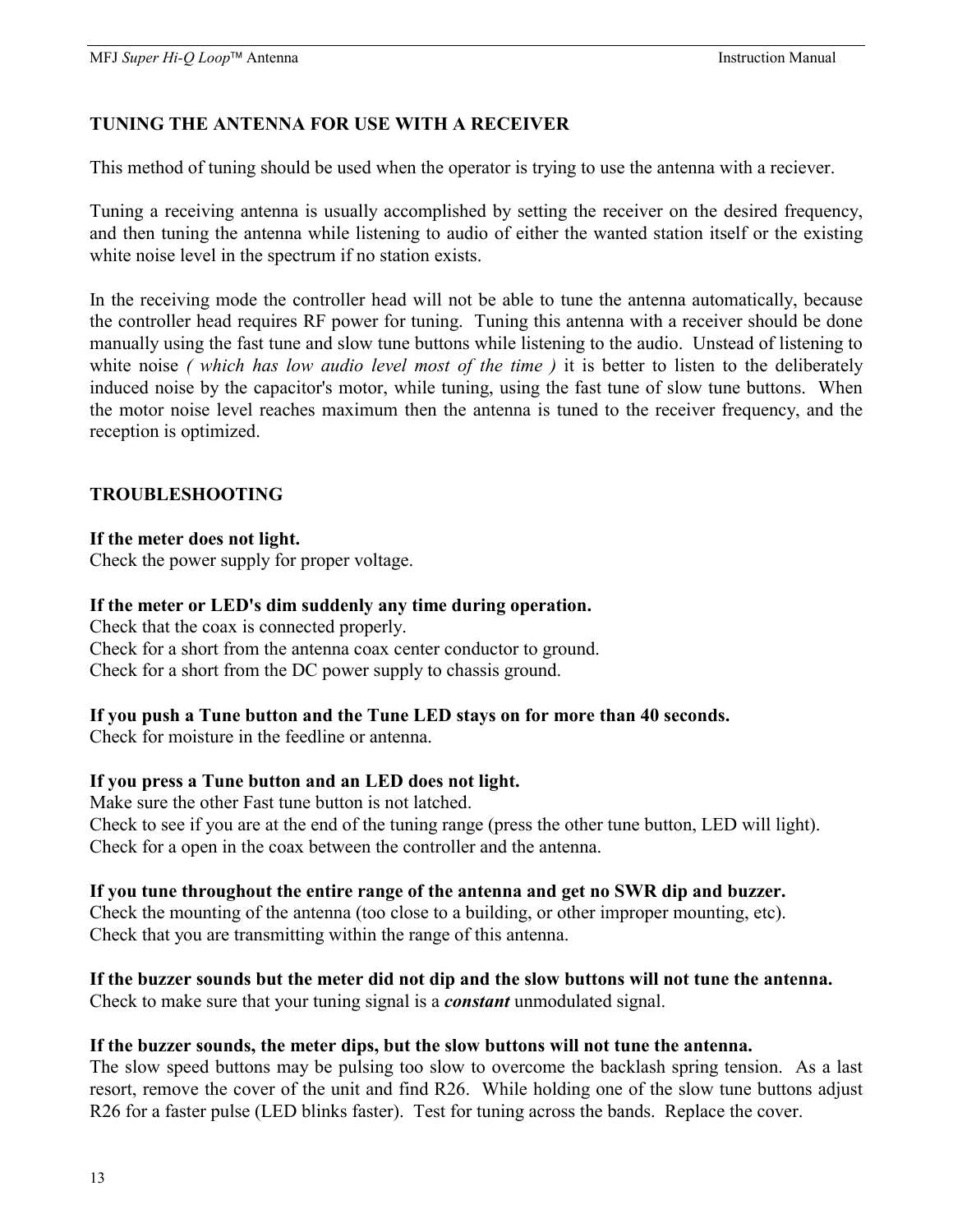## TUNING THE ANTENNA FOR USE WITH A RECEIVER

This method of tuning should be used when the operator is trying to use the antenna with a reciever.

Tuning a receiving antenna is usually accomplished by setting the receiver on the desired frequency, and then tuning the antenna while listening to audio of either the wanted station itself or the existing white noise level in the spectrum if no station exists.

In the receiving mode the controller head will not be able to tune the antenna automatically, because the controller head requires RF power for tuning. Tuning this antenna with a receiver should be done manually using the fast tune and slow tune buttons while listening to the audio. Unstead of listening to white noise *( which has low audio level most of the time )* it is better to listen to the deliberately induced noise by the capacitor's motor, while tuning, using the fast tune of slow tune buttons. When the motor noise level reaches maximum then the antenna is tuned to the receiver frequency, and the reception is optimized.

## TROUBLESHOOTING

**If the meter does not light.**
Check the power supply for proper voltage.

**If the meter or LED's dim suddenly any time during operation.**
Check that the coax is connected properly.
Check for a short from the antenna coax center conductor to ground.
Check for a short from the DC power supply to chassis ground.

**If you push a Tune button and the Tune LED stays on for more than 40 seconds.**
Check for moisture in the feedline or antenna.

**If you press a Tune button and an LED does not light.**
Make sure the other Fast tune button is not latched.
Check to see if you are at the end of the tuning range (press the other tune button, LED will light).
Check for a open in the coax between the controller and the antenna.

**If you tune throughout the entire range of the antenna and get no SWR dip and buzzer.**
Check the mounting of the antenna (too close to a building, or other improper mounting, etc).
Check that you are transmitting within the range of this antenna.

**If the buzzer sounds but the meter did not dip and the slow buttons will not tune the antenna.**
Check to make sure that your tuning signal is a ***constant*** unmodulated signal.

**If the buzzer sounds, the meter dips, but the slow buttons will not tune the antenna.**
The slow speed buttons may be pulsing too slow to overcome the backlash spring tension. As a last resort, remove the cover of the unit and find R26. While holding one of the slow tune buttons adjust R26 for a faster pulse (LED blinks faster). Test for tuning across the bands. Replace the cover.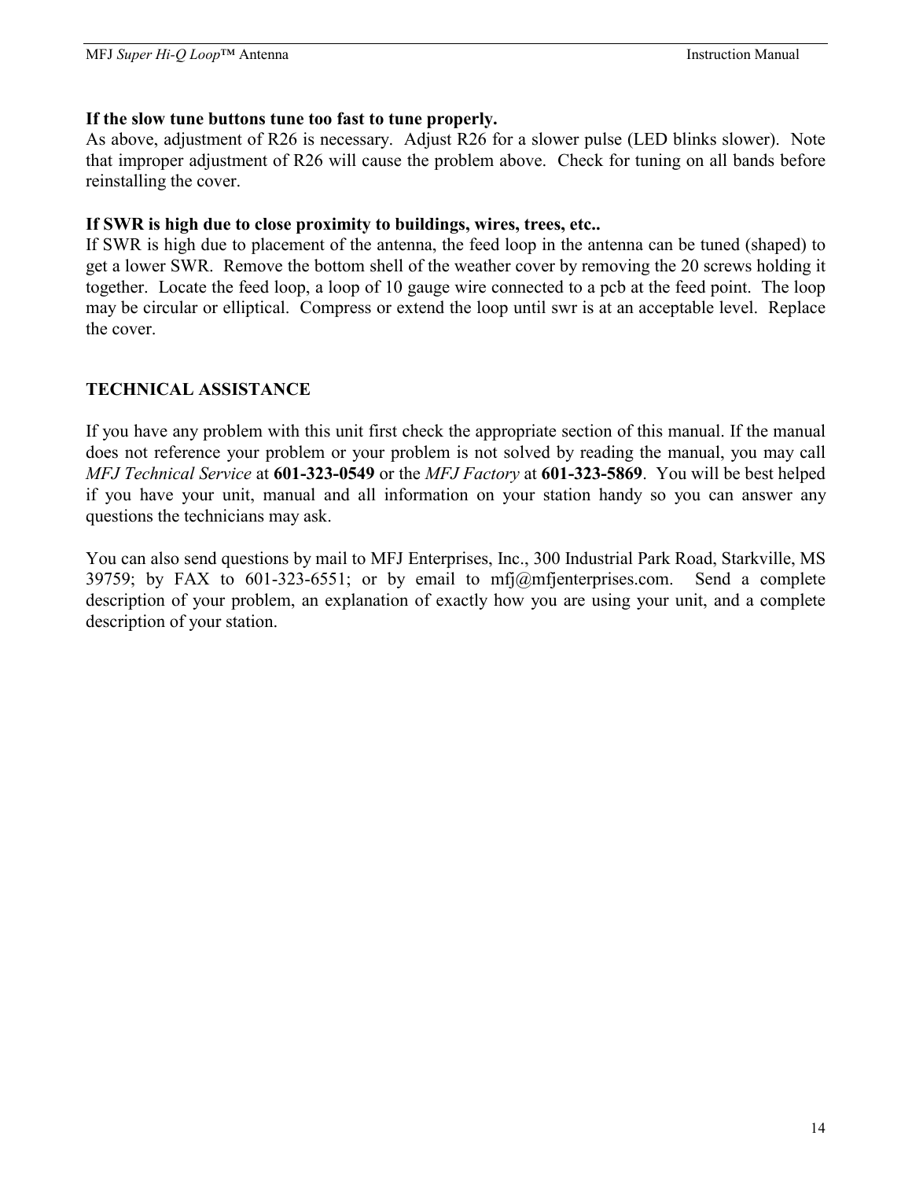**If the slow tune buttons tune too fast to tune properly.**
As above, adjustment of R26 is necessary. Adjust R26 for a slower pulse (LED blinks slower). Note that improper adjustment of R26 will cause the problem above. Check for tuning on all bands before reinstalling the cover.

**If SWR is high due to close proximity to buildings, wires, trees, etc..**
If SWR is high due to placement of the antenna, the feed loop in the antenna can be tuned (shaped) to get a lower SWR. Remove the bottom shell of the weather cover by removing the 20 screws holding it together. Locate the feed loop, a loop of 10 gauge wire connected to a pcb at the feed point. The loop may be circular or elliptical. Compress or extend the loop until swr is at an acceptable level. Replace the cover.

## TECHNICAL ASSISTANCE

If you have any problem with this unit first check the appropriate section of this manual. If the manual does not reference your problem or your problem is not solved by reading the manual, you may call *MFJ Technical Service* at **601-323-0549** or the *MFJ Factory* at **601-323-5869**. You will be best helped if you have your unit, manual and all information on your station handy so you can answer any questions the technicians may ask.

You can also send questions by mail to MFJ Enterprises, Inc., 300 Industrial Park Road, Starkville, MS 39759; by FAX to 601-323-6551; or by email to mfj@mfjenterprises.com. Send a complete description of your problem, an explanation of exactly how you are using your unit, and a complete description of your station.